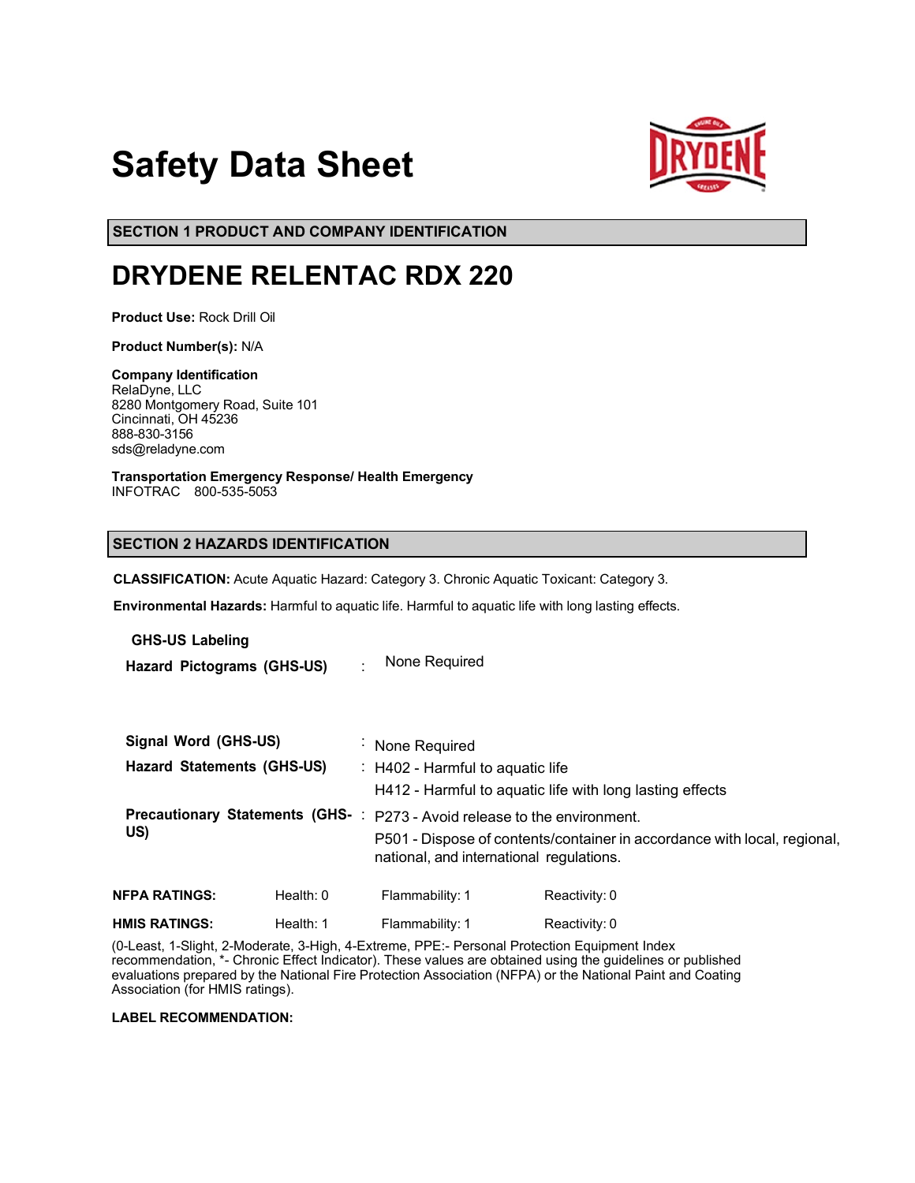# Safety Data Sheet

## SECTION 1 PRODUCT AND COMPANY IDENTIFICATION

# DRYDENE RELENTAC RDX 220

**Product Use:** Rock Drill Oil

**Product Number(s):** N/A

**Company Identification**
RelaDyne, LLC
8280 Montgomery Road, Suite 101
Cincinnati, OH 45236
888-830-3156
sds@reladyne.com

**Transportation Emergency Response/ Health Emergency**
INFOTRAC 800-535-5053

## SECTION 2 HAZARDS IDENTIFICATION

**CLASSIFICATION:** Acute Aquatic Hazard: Category 3. Chronic Aquatic Toxicant: Category 3.

**Environmental Hazards:** Harmful to aquatic life. Harmful to aquatic life with long lasting effects.

**GHS-US Labeling**

**Hazard Pictograms (GHS-US)** : None Required

**Signal Word (GHS-US)** : None Required

**Hazard Statements (GHS-US)** : H402 - Harmful to aquatic life
H412 - Harmful to aquatic life with long lasting effects

**Precautionary Statements (GHS-US)** : P273 - Avoid release to the environment.
P501 - Dispose of contents/container in accordance with local, regional, national, and international regulations.

| | | | |
|---|---|---|---|
| **NFPA RATINGS:** | Health: 0 | Flammability: 1 | Reactivity: 0 |
| **HMIS RATINGS:** | Health: 1 | Flammability: 1 | Reactivity: 0 |

(0-Least, 1-Slight, 2-Moderate, 3-High, 4-Extreme, PPE:- Personal Protection Equipment Index recommendation, *- Chronic Effect Indicator). These values are obtained using the guidelines or published evaluations prepared by the National Fire Protection Association (NFPA) or the National Paint and Coating Association (for HMIS ratings).

**LABEL RECOMMENDATION:**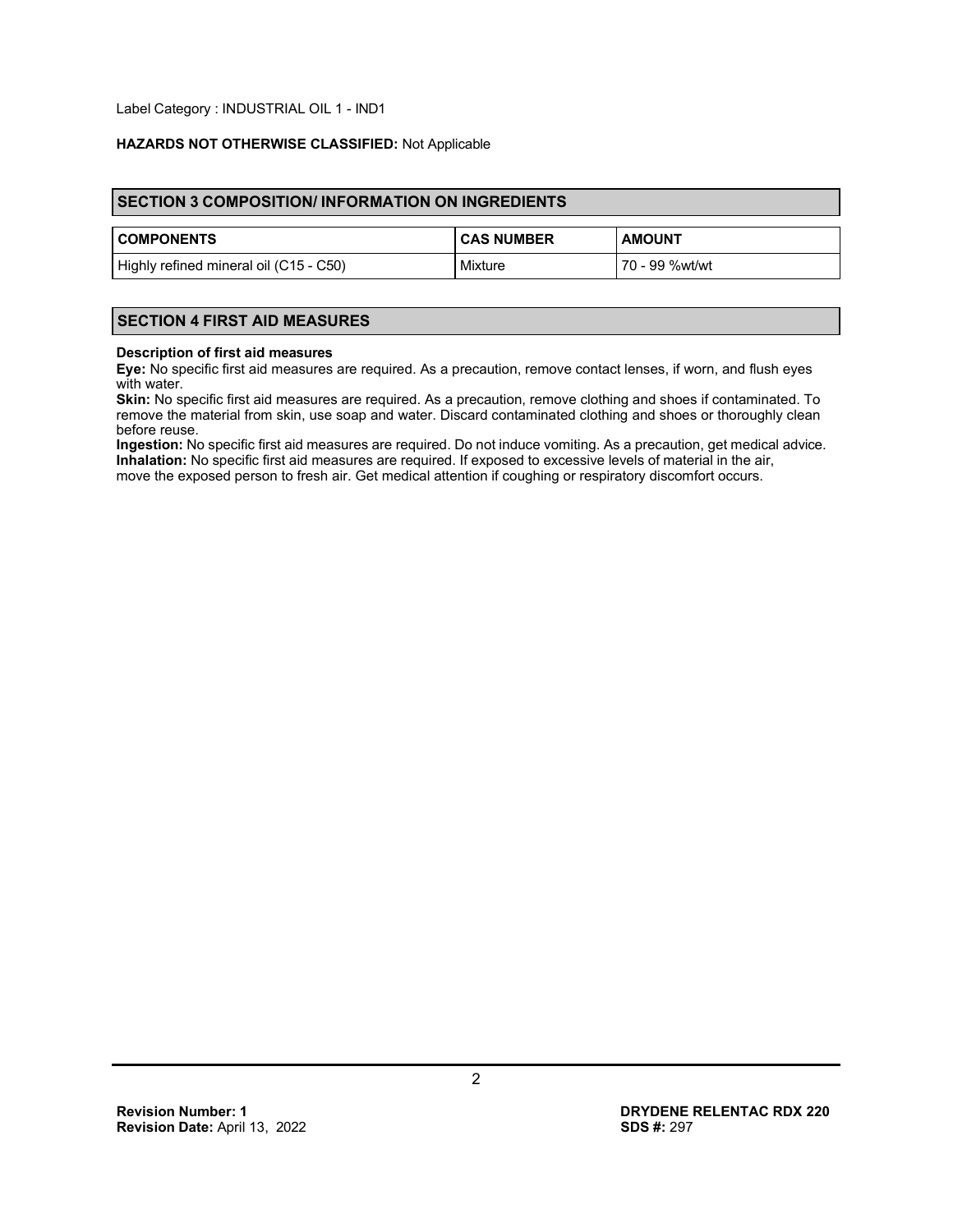Label Category : INDUSTRIAL OIL 1 - IND1

**HAZARDS NOT OTHERWISE CLASSIFIED:** Not Applicable

## SECTION 3 COMPOSITION/ INFORMATION ON INGREDIENTS

| COMPONENTS | CAS NUMBER | AMOUNT |
|---|---|---|
| Highly refined mineral oil (C15 - C50) | Mixture | 70 - 99 %wt/wt |

## SECTION 4 FIRST AID MEASURES

**Description of first aid measures**

**Eye:** No specific first aid measures are required. As a precaution, remove contact lenses, if worn, and flush eyes with water.

**Skin:** No specific first aid measures are required. As a precaution, remove clothing and shoes if contaminated. To remove the material from skin, use soap and water. Discard contaminated clothing and shoes or thoroughly clean before reuse.

**Ingestion:** No specific first aid measures are required. Do not induce vomiting. As a precaution, get medical advice.

**Inhalation:** No specific first aid measures are required. If exposed to excessive levels of material in the air, move the exposed person to fresh air. Get medical attention if coughing or respiratory discomfort occurs.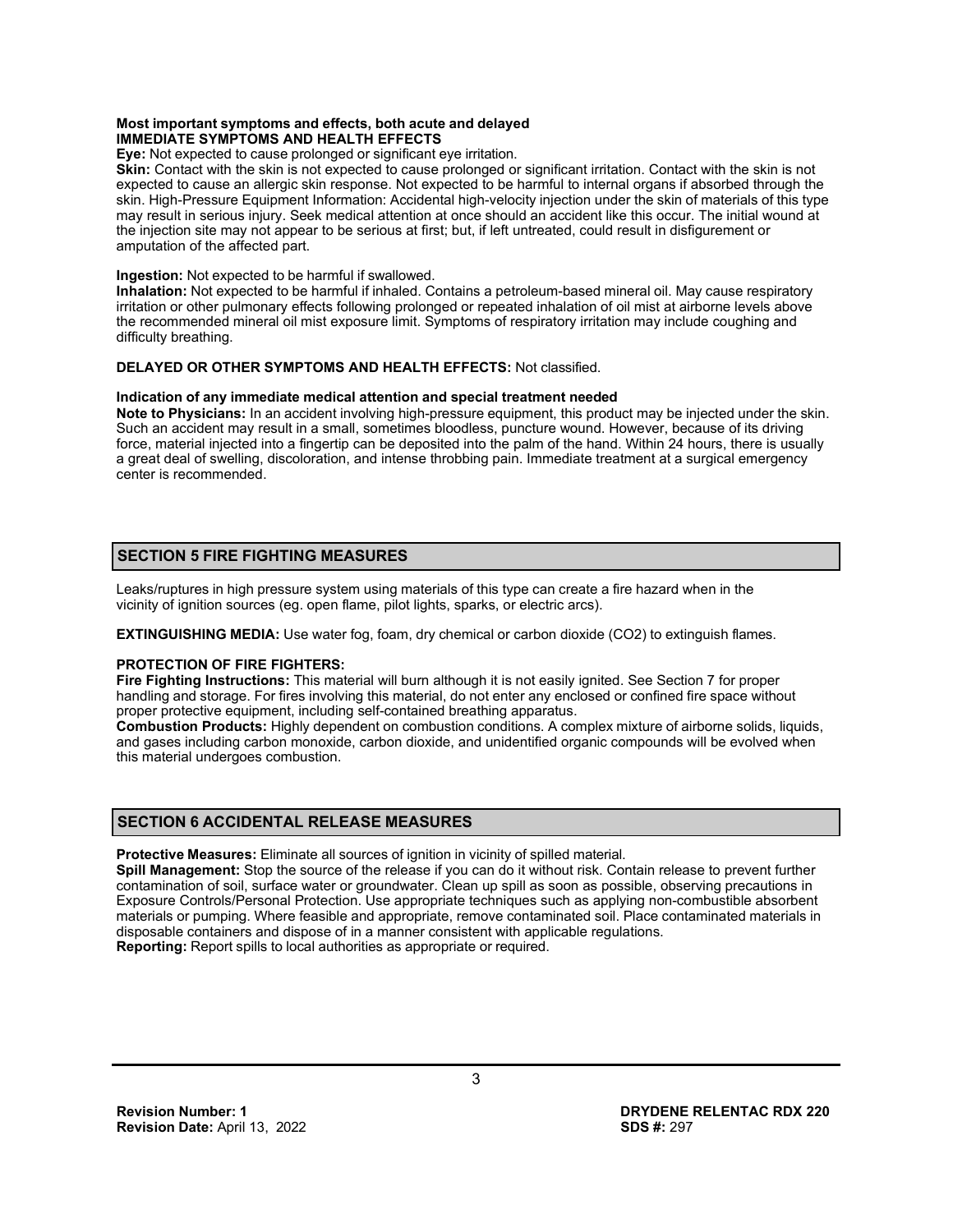**Most important symptoms and effects, both acute and delayed**
**IMMEDIATE SYMPTOMS AND HEALTH EFFECTS**

**Eye:** Not expected to cause prolonged or significant eye irritation.

**Skin:** Contact with the skin is not expected to cause prolonged or significant irritation. Contact with the skin is not expected to cause an allergic skin response. Not expected to be harmful to internal organs if absorbed through the skin. High-Pressure Equipment Information: Accidental high-velocity injection under the skin of materials of this type may result in serious injury. Seek medical attention at once should an accident like this occur. The initial wound at the injection site may not appear to be serious at first; but, if left untreated, could result in disfigurement or amputation of the affected part.

**Ingestion:** Not expected to be harmful if swallowed.

**Inhalation:** Not expected to be harmful if inhaled. Contains a petroleum-based mineral oil. May cause respiratory irritation or other pulmonary effects following prolonged or repeated inhalation of oil mist at airborne levels above the recommended mineral oil mist exposure limit. Symptoms of respiratory irritation may include coughing and difficulty breathing.

**DELAYED OR OTHER SYMPTOMS AND HEALTH EFFECTS:** Not classified.

**Indication of any immediate medical attention and special treatment needed**

**Note to Physicians:** In an accident involving high-pressure equipment, this product may be injected under the skin. Such an accident may result in a small, sometimes bloodless, puncture wound. However, because of its driving force, material injected into a fingertip can be deposited into the palm of the hand. Within 24 hours, there is usually a great deal of swelling, discoloration, and intense throbbing pain. Immediate treatment at a surgical emergency center is recommended.

## SECTION 5 FIRE FIGHTING MEASURES

Leaks/ruptures in high pressure system using materials of this type can create a fire hazard when in the vicinity of ignition sources (eg. open flame, pilot lights, sparks, or electric arcs).

**EXTINGUISHING MEDIA:** Use water fog, foam, dry chemical or carbon dioxide ($CO_2$) to extinguish flames.

**PROTECTION OF FIRE FIGHTERS:**

**Fire Fighting Instructions:** This material will burn although it is not easily ignited. See Section 7 for proper handling and storage. For fires involving this material, do not enter any enclosed or confined fire space without proper protective equipment, including self-contained breathing apparatus.

**Combustion Products:** Highly dependent on combustion conditions. A complex mixture of airborne solids, liquids, and gases including carbon monoxide, carbon dioxide, and unidentified organic compounds will be evolved when this material undergoes combustion.

## SECTION 6 ACCIDENTAL RELEASE MEASURES

**Protective Measures:** Eliminate all sources of ignition in vicinity of spilled material.

**Spill Management:** Stop the source of the release if you can do it without risk. Contain release to prevent further contamination of soil, surface water or groundwater. Clean up spill as soon as possible, observing precautions in Exposure Controls/Personal Protection. Use appropriate techniques such as applying non-combustible absorbent materials or pumping. Where feasible and appropriate, remove contaminated soil. Place contaminated materials in disposable containers and dispose of in a manner consistent with applicable regulations.

**Reporting:** Report spills to local authorities as appropriate or required.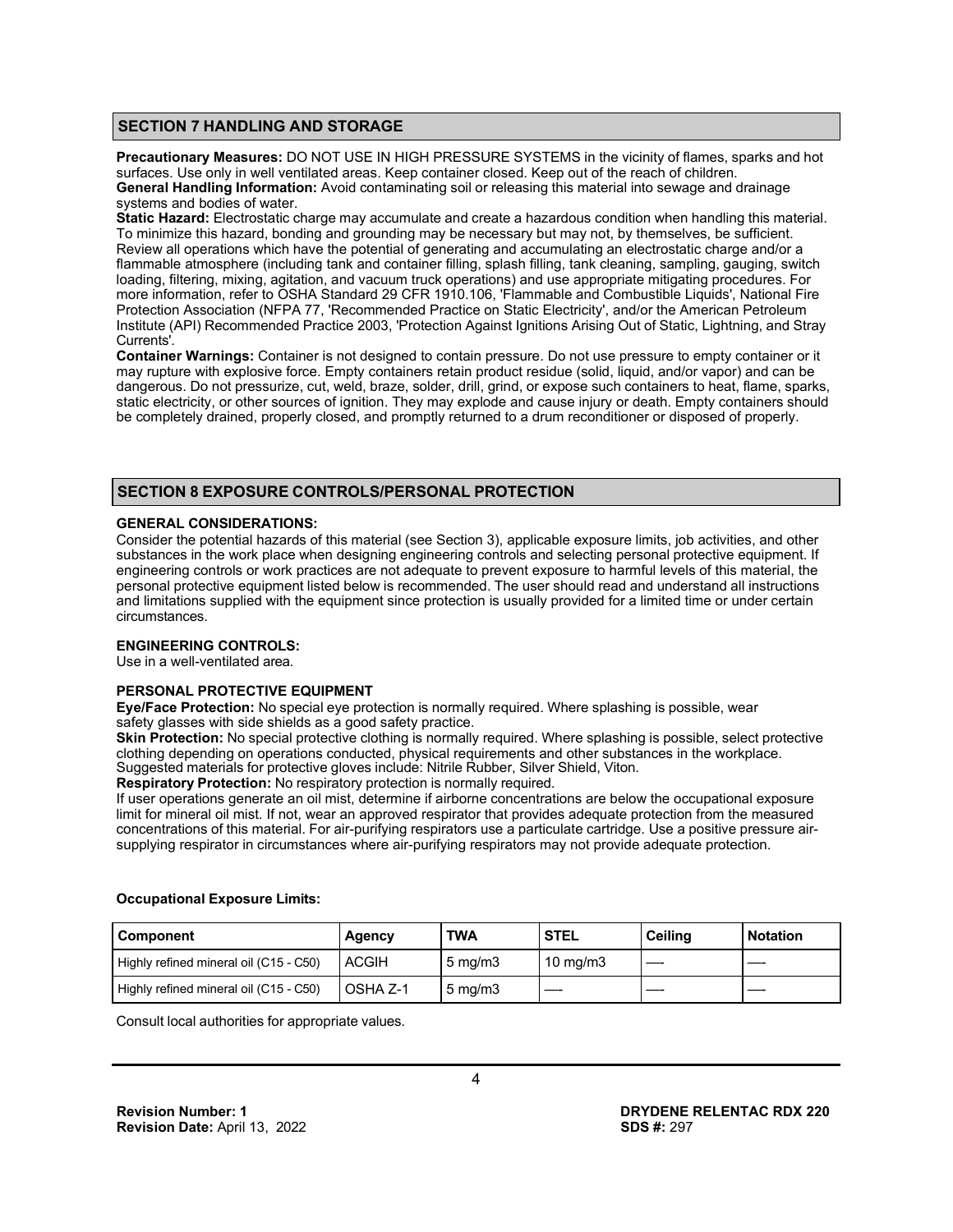## SECTION 7 HANDLING AND STORAGE

**Precautionary Measures:** DO NOT USE IN HIGH PRESSURE SYSTEMS in the vicinity of flames, sparks and hot surfaces. Use only in well ventilated areas. Keep container closed. Keep out of the reach of children.
**General Handling Information:** Avoid contaminating soil or releasing this material into sewage and drainage systems and bodies of water.
**Static Hazard:** Electrostatic charge may accumulate and create a hazardous condition when handling this material. To minimize this hazard, bonding and grounding may be necessary but may not, by themselves, be sufficient. Review all operations which have the potential of generating and accumulating an electrostatic charge and/or a flammable atmosphere (including tank and container filling, splash filling, tank cleaning, sampling, gauging, switch loading, filtering, mixing, agitation, and vacuum truck operations) and use appropriate mitigating procedures. For more information, refer to OSHA Standard 29 CFR 1910.106, 'Flammable and Combustible Liquids', National Fire Protection Association (NFPA 77, 'Recommended Practice on Static Electricity', and/or the American Petroleum Institute (API) Recommended Practice 2003, 'Protection Against Ignitions Arising Out of Static, Lightning, and Stray Currents'.
**Container Warnings:** Container is not designed to contain pressure. Do not use pressure to empty container or it may rupture with explosive force. Empty containers retain product residue (solid, liquid, and/or vapor) and can be dangerous. Do not pressurize, cut, weld, braze, solder, drill, grind, or expose such containers to heat, flame, sparks, static electricity, or other sources of ignition. They may explode and cause injury or death. Empty containers should be completely drained, properly closed, and promptly returned to a drum reconditioner or disposed of properly.

## SECTION 8 EXPOSURE CONTROLS/PERSONAL PROTECTION

**GENERAL CONSIDERATIONS:**
Consider the potential hazards of this material (see Section 3), applicable exposure limits, job activities, and other substances in the work place when designing engineering controls and selecting personal protective equipment. If engineering controls or work practices are not adequate to prevent exposure to harmful levels of this material, the personal protective equipment listed below is recommended. The user should read and understand all instructions and limitations supplied with the equipment since protection is usually provided for a limited time or under certain circumstances.

**ENGINEERING CONTROLS:**
Use in a well-ventilated area.

**PERSONAL PROTECTIVE EQUIPMENT**
**Eye/Face Protection:** No special eye protection is normally required. Where splashing is possible, wear safety glasses with side shields as a good safety practice.
**Skin Protection:** No special protective clothing is normally required. Where splashing is possible, select protective clothing depending on operations conducted, physical requirements and other substances in the workplace. Suggested materials for protective gloves include: Nitrile Rubber, Silver Shield, Viton.
**Respiratory Protection:** No respiratory protection is normally required.
If user operations generate an oil mist, determine if airborne concentrations are below the occupational exposure limit for mineral oil mist. If not, wear an approved respirator that provides adequate protection from the measured concentrations of this material. For air-purifying respirators use a particulate cartridge. Use a positive pressure air-supplying respirator in circumstances where air-purifying respirators may not provide adequate protection.

**Occupational Exposure Limits:**

| Component | Agency | TWA | STEL | Ceiling | Notation |
|---|---|---|---|---|---|
| Highly refined mineral oil (C15 - C50) | ACGIH | 5 mg/m3 | 10 mg/m3 | — | — |
| Highly refined mineral oil (C15 - C50) | OSHA Z-1 | 5 mg/m3 | — | — | — |

Consult local authorities for appropriate values.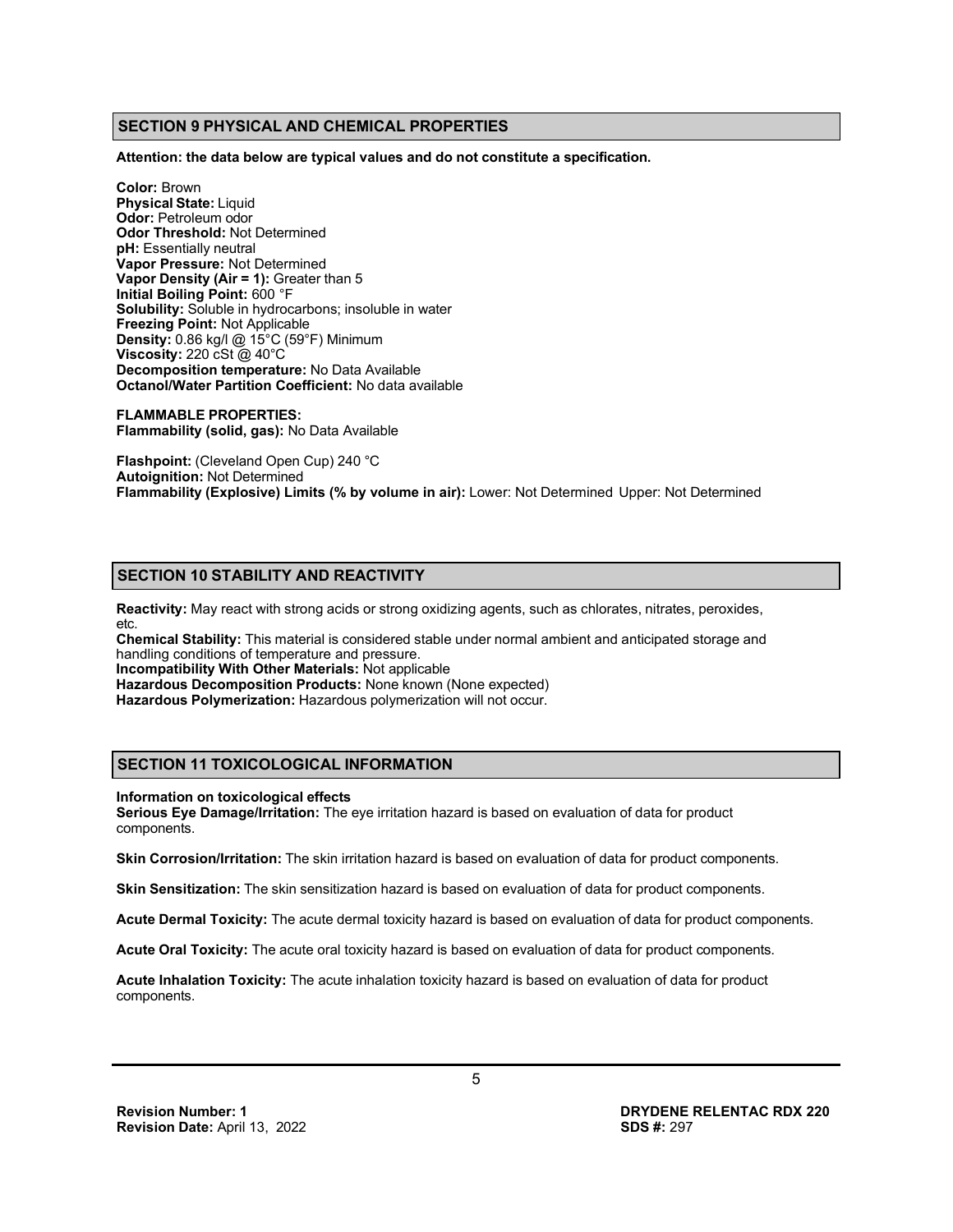## SECTION 9 PHYSICAL AND CHEMICAL PROPERTIES

**Attention: the data below are typical values and do not constitute a specification.**

**Color:** Brown
**Physical State:** Liquid
**Odor:** Petroleum odor
**Odor Threshold:** Not Determined
**pH:** Essentially neutral
**Vapor Pressure:** Not Determined
**Vapor Density (Air = 1):** Greater than 5
**Initial Boiling Point:** 600 °F
**Solubility:** Soluble in hydrocarbons; insoluble in water
**Freezing Point:** Not Applicable
**Density:** 0.86 kg/l @ 15°C (59°F) Minimum
**Viscosity:** 220 cSt @ 40°C
**Decomposition temperature:** No Data Available
**Octanol/Water Partition Coefficient:** No data available

**FLAMMABLE PROPERTIES:**
**Flammability (solid, gas):** No Data Available

**Flashpoint:** (Cleveland Open Cup) 240 °C
**Autoignition:** Not Determined
**Flammability (Explosive) Limits (% by volume in air):** Lower: Not Determined Upper: Not Determined

## SECTION 10 STABILITY AND REACTIVITY

**Reactivity:** May react with strong acids or strong oxidizing agents, such as chlorates, nitrates, peroxides, etc.
**Chemical Stability:** This material is considered stable under normal ambient and anticipated storage and handling conditions of temperature and pressure.
**Incompatibility With Other Materials:** Not applicable
**Hazardous Decomposition Products:** None known (None expected)
**Hazardous Polymerization:** Hazardous polymerization will not occur.

## SECTION 11 TOXICOLOGICAL INFORMATION

**Information on toxicological effects**
**Serious Eye Damage/Irritation:** The eye irritation hazard is based on evaluation of data for product components.

**Skin Corrosion/Irritation:** The skin irritation hazard is based on evaluation of data for product components.

**Skin Sensitization:** The skin sensitization hazard is based on evaluation of data for product components.

**Acute Dermal Toxicity:** The acute dermal toxicity hazard is based on evaluation of data for product components.

**Acute Oral Toxicity:** The acute oral toxicity hazard is based on evaluation of data for product components.

**Acute Inhalation Toxicity:** The acute inhalation toxicity hazard is based on evaluation of data for product components.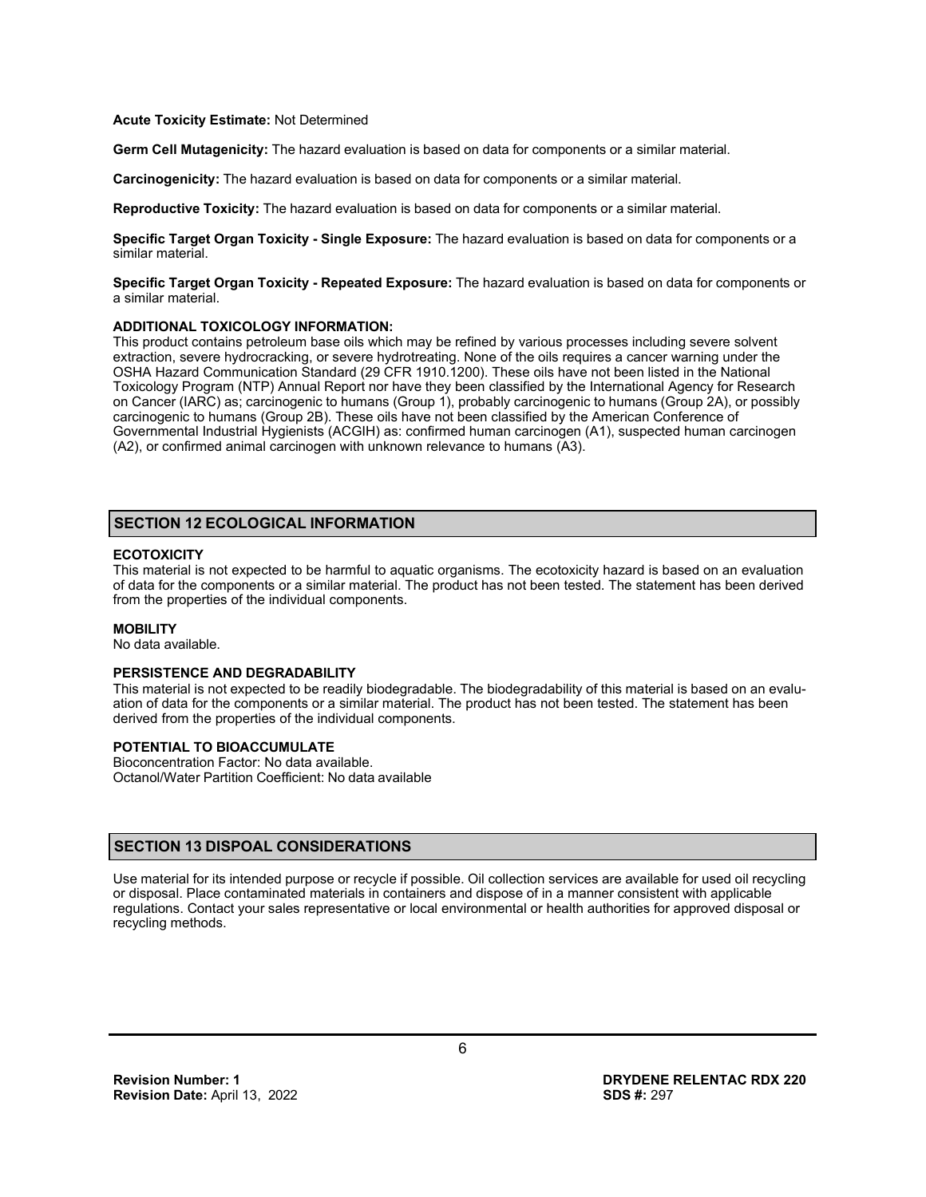**Acute Toxicity Estimate:** Not Determined

**Germ Cell Mutagenicity:** The hazard evaluation is based on data for components or a similar material.

**Carcinogenicity:** The hazard evaluation is based on data for components or a similar material.

**Reproductive Toxicity:** The hazard evaluation is based on data for components or a similar material.

**Specific Target Organ Toxicity - Single Exposure:** The hazard evaluation is based on data for components or a similar material.

**Specific Target Organ Toxicity - Repeated Exposure:** The hazard evaluation is based on data for components or a similar material.

**ADDITIONAL TOXICOLOGY INFORMATION:**
This product contains petroleum base oils which may be refined by various processes including severe solvent extraction, severe hydrocracking, or severe hydrotreating. None of the oils requires a cancer warning under the OSHA Hazard Communication Standard (29 CFR 1910.1200). These oils have not been listed in the National Toxicology Program (NTP) Annual Report nor have they been classified by the International Agency for Research on Cancer (IARC) as; carcinogenic to humans (Group 1), probably carcinogenic to humans (Group 2A), or possibly carcinogenic to humans (Group 2B). These oils have not been classified by the American Conference of Governmental Industrial Hygienists (ACGIH) as: confirmed human carcinogen (A1), suspected human carcinogen (A2), or confirmed animal carcinogen with unknown relevance to humans (A3).

## SECTION 12 ECOLOGICAL INFORMATION

**ECOTOXICITY**
This material is not expected to be harmful to aquatic organisms. The ecotoxicity hazard is based on an evaluation of data for the components or a similar material. The product has not been tested. The statement has been derived from the properties of the individual components.

**MOBILITY**
No data available.

**PERSISTENCE AND DEGRADABILITY**
This material is not expected to be readily biodegradable. The biodegradability of this material is based on an evaluation of data for the components or a similar material. The product has not been tested. The statement has been derived from the properties of the individual components.

**POTENTIAL TO BIOACCUMULATE**
Bioconcentration Factor: No data available.
Octanol/Water Partition Coefficient: No data available

## SECTION 13 DISPOAL CONSIDERATIONS

Use material for its intended purpose or recycle if possible. Oil collection services are available for used oil recycling or disposal. Place contaminated materials in containers and dispose of in a manner consistent with applicable regulations. Contact your sales representative or local environmental or health authorities for approved disposal or recycling methods.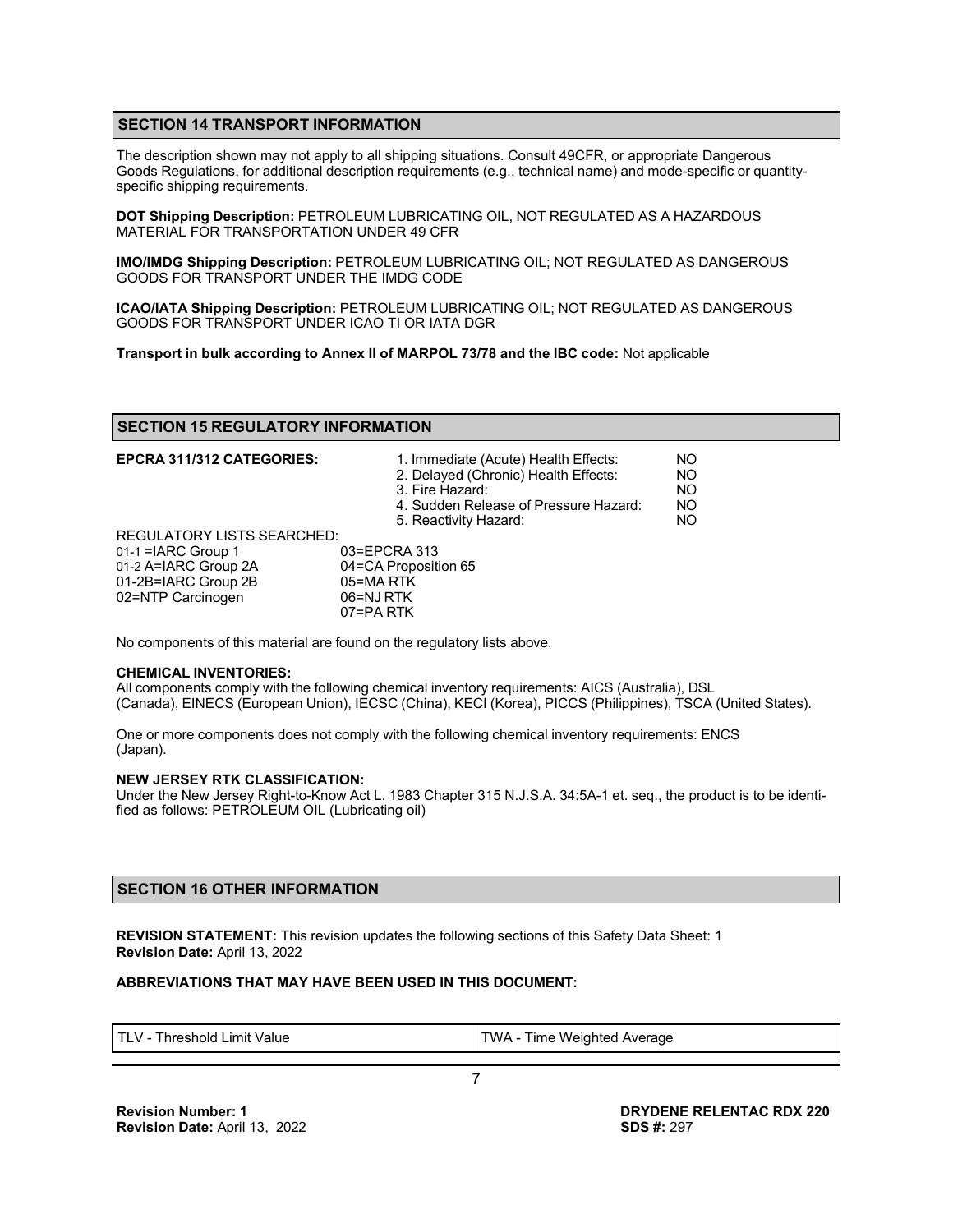## SECTION 14 TRANSPORT INFORMATION

The description shown may not apply to all shipping situations. Consult 49CFR, or appropriate Dangerous Goods Regulations, for additional description requirements (e.g., technical name) and mode-specific or quantity-specific shipping requirements.

**DOT Shipping Description:** PETROLEUM LUBRICATING OIL, NOT REGULATED AS A HAZARDOUS MATERIAL FOR TRANSPORTATION UNDER 49 CFR

**IMO/IMDG Shipping Description:** PETROLEUM LUBRICATING OIL; NOT REGULATED AS DANGEROUS GOODS FOR TRANSPORT UNDER THE IMDG CODE

**ICAO/IATA Shipping Description:** PETROLEUM LUBRICATING OIL; NOT REGULATED AS DANGEROUS GOODS FOR TRANSPORT UNDER ICAO TI OR IATA DGR

**Transport in bulk according to Annex II of MARPOL 73/78 and the IBC code:** Not applicable

## SECTION 15 REGULATORY INFORMATION

**EPCRA 311/312 CATEGORIES:**

| | |
|---|---|
| 1. Immediate (Acute) Health Effects: | NO |
| 2. Delayed (Chronic) Health Effects: | NO |
| 3. Fire Hazard: | NO |
| 4. Sudden Release of Pressure Hazard: | NO |
| 5. Reactivity Hazard: | NO |

REGULATORY LISTS SEARCHED:

| | |
|---|---|
| 01-1 =IARC Group 1 | 03=EPCRA 313 |
| 01-2 A=IARC Group 2A | 04=CA Proposition 65 |
| 01-2B=IARC Group 2B | 05=MA RTK |
| 02=NTP Carcinogen | 06=NJ RTK |
| | 07=PA RTK |

No components of this material are found on the regulatory lists above.

**CHEMICAL INVENTORIES:**

All components comply with the following chemical inventory requirements: AICS (Australia), DSL (Canada), EINECS (European Union), IECSC (China), KECI (Korea), PICCS (Philippines), TSCA (United States).

One or more components does not comply with the following chemical inventory requirements: ENCS (Japan).

**NEW JERSEY RTK CLASSIFICATION:**

Under the New Jersey Right-to-Know Act L. 1983 Chapter 315 N.J.S.A. 34:5A-1 et. seq., the product is to be identified as follows: PETROLEUM OIL (Lubricating oil)

## SECTION 16 OTHER INFORMATION

**REVISION STATEMENT:** This revision updates the following sections of this Safety Data Sheet: 1
**Revision Date:** April 13, 2022

**ABBREVIATIONS THAT MAY HAVE BEEN USED IN THIS DOCUMENT:**

| | |
|---|---|
| TLV - Threshold Limit Value | TWA - Time Weighted Average |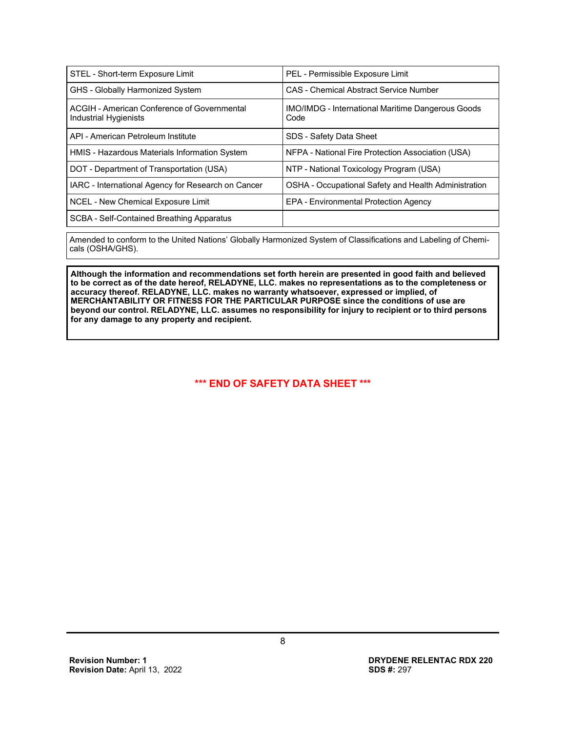| | |
|---|---|
| STEL - Short-term Exposure Limit | PEL - Permissible Exposure Limit |
| GHS - Globally Harmonized System | CAS - Chemical Abstract Service Number |
| ACGIH - American Conference of Governmental Industrial Hygienists | IMO/IMDG - International Maritime Dangerous Goods Code |
| API - American Petroleum Institute | SDS - Safety Data Sheet |
| HMIS - Hazardous Materials Information System | NFPA - National Fire Protection Association (USA) |
| DOT - Department of Transportation (USA) | NTP - National Toxicology Program (USA) |
| IARC - International Agency for Research on Cancer | OSHA - Occupational Safety and Health Administration |
| NCEL - New Chemical Exposure Limit | EPA - Environmental Protection Agency |
| SCBA - Self-Contained Breathing Apparatus | |

Amended to conform to the United Nations' Globally Harmonized System of Classifications and Labeling of Chemicals (OSHA/GHS).

**Although the information and recommendations set forth herein are presented in good faith and believed to be correct as of the date hereof, RELADYNE, LLC. makes no representations as to the completeness or accuracy thereof. RELADYNE, LLC. makes no warranty whatsoever, expressed or implied, of MERCHANTABILITY OR FITNESS FOR THE PARTICULAR PURPOSE since the conditions of use are beyond our control. RELADYNE, LLC. assumes no responsibility for injury to recipient or to third persons for any damage to any property and recipient.**

**\*\*\* END OF SAFETY DATA SHEET \*\*\***